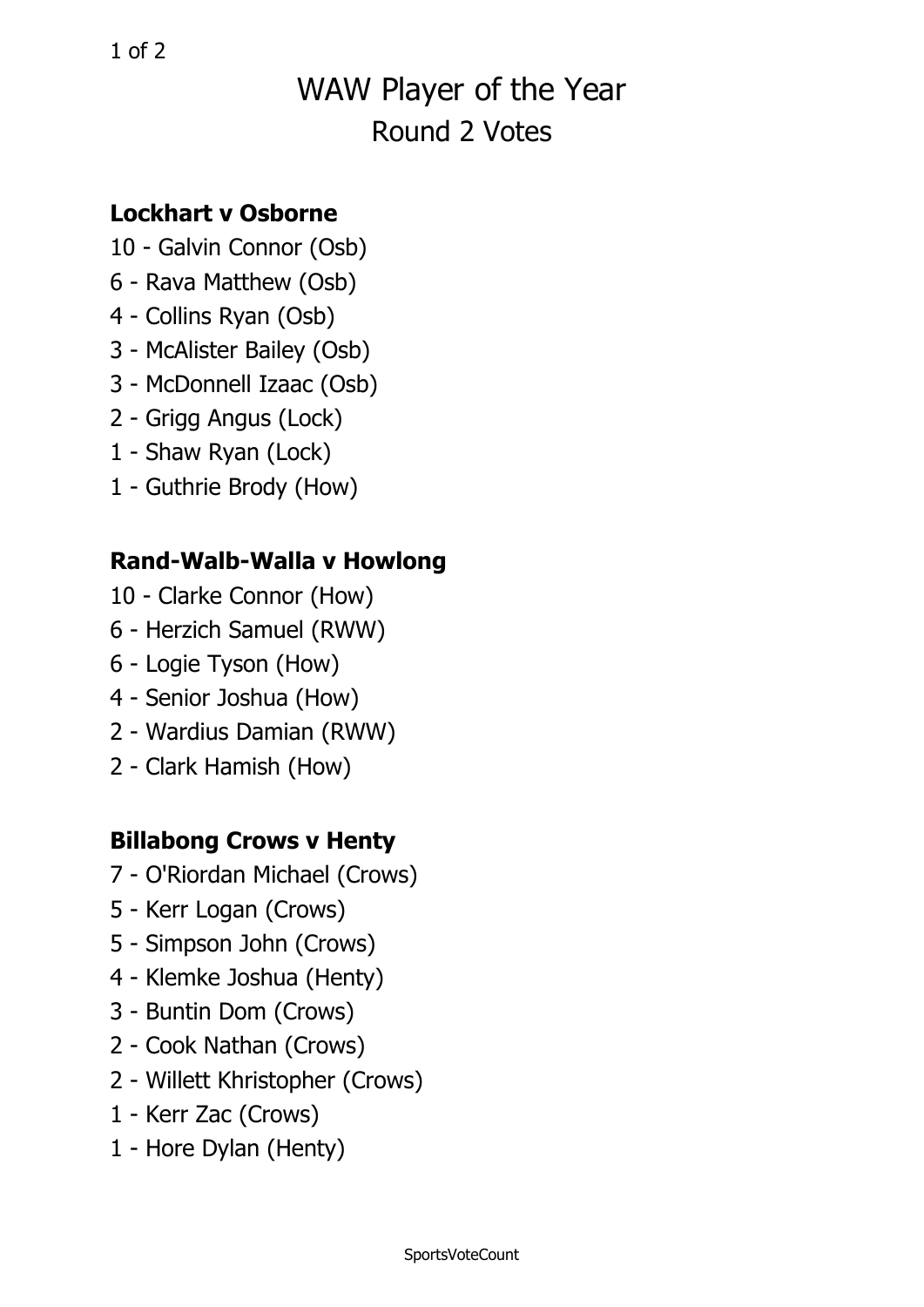# WAW Player of the Year

## Round 2 Votes

### Lockhart v Osborne

10 - Galvin Connor (Osb)
6 - Rava Matthew (Osb)
4 - Collins Ryan (Osb)
3 - McAlister Bailey (Osb)
3 - McDonnell Izaac (Osb)
2 - Grigg Angus (Lock)
1 - Shaw Ryan (Lock)
1 - Guthrie Brody (How)

### Rand-Walb-Walla v Howlong

10 - Clarke Connor (How)
6 - Herzich Samuel (RWW)
6 - Logie Tyson (How)
4 - Senior Joshua (How)
2 - Wardius Damian (RWW)
2 - Clark Hamish (How)

### Billabong Crows v Henty

7 - O'Riordan Michael (Crows)
5 - Kerr Logan (Crows)
5 - Simpson John (Crows)
4 - Klemke Joshua (Henty)
3 - Buntin Dom (Crows)
2 - Cook Nathan (Crows)
2 - Willett Khristopher (Crows)
1 - Kerr Zac (Crows)
1 - Hore Dylan (Henty)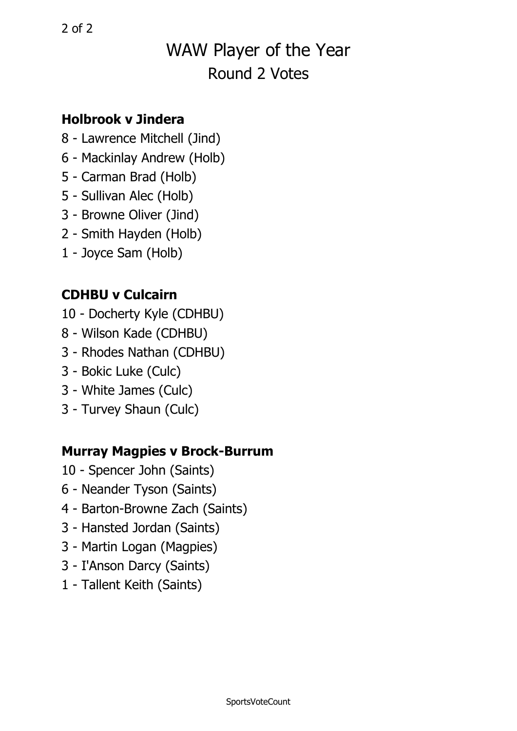# WAW Player of the Year

## Round 2 Votes

### Holbrook v Jindera

8 - Lawrence Mitchell (Jind)
6 - Mackinlay Andrew (Holb)
5 - Carman Brad (Holb)
5 - Sullivan Alec (Holb)
3 - Browne Oliver (Jind)
2 - Smith Hayden (Holb)
1 - Joyce Sam (Holb)

### CDHBU v Culcairn

10 - Docherty Kyle (CDHBU)
8 - Wilson Kade (CDHBU)
3 - Rhodes Nathan (CDHBU)
3 - Bokic Luke (Culc)
3 - White James (Culc)
3 - Turvey Shaun (Culc)

### Murray Magpies v Brock-Burrum

10 - Spencer John (Saints)
6 - Neander Tyson (Saints)
4 - Barton-Browne Zach (Saints)
3 - Hansted Jordan (Saints)
3 - Martin Logan (Magpies)
3 - I'Anson Darcy (Saints)
1 - Tallent Keith (Saints)

SportsVoteCount